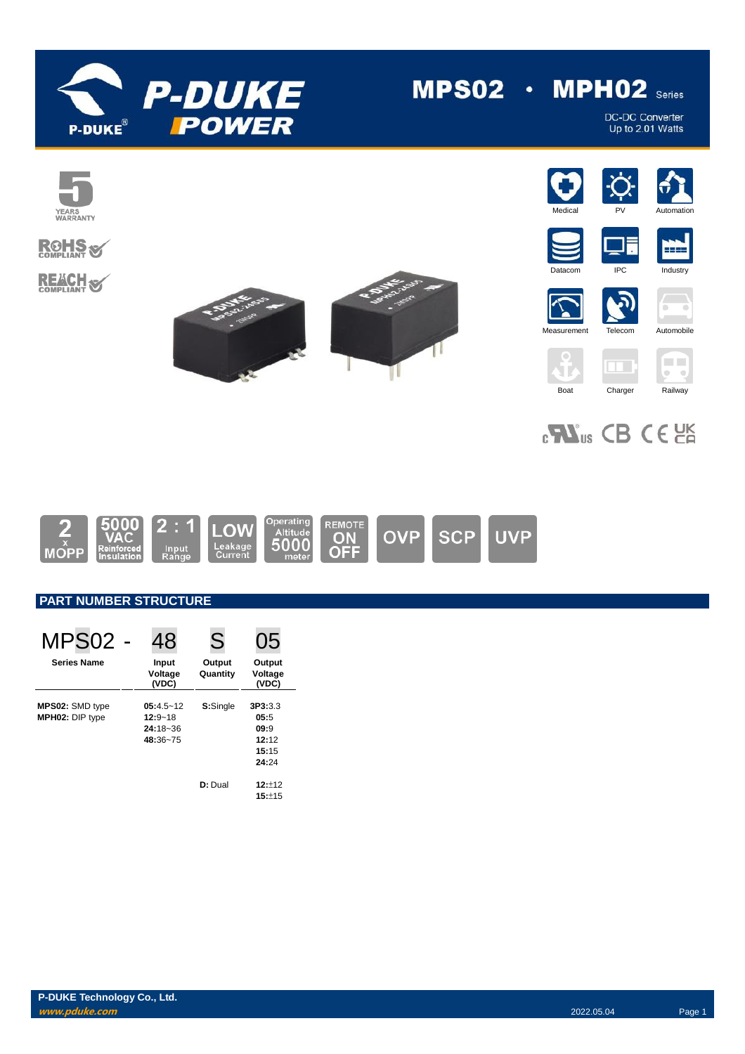# MPS02 · MPH02 Series

DC-DC Converter
Up to 2.01 Watts

5 YEARS WARRANTY

ROHS COMPLIANT

REACH COMPLIANT

Medical | PV | Automation | Datacom | IPC | Industry | Measurement | Telecom | Automobile | Boat | Charger | Railway

2 x MOPP | 5000 VAC Reinforced Insulation | 2 : 1 Input Range | LOW Leakage Current | Operating Altitude 5000 meter | REMOTE ON OFF | OVP | SCP | UVP

## PART NUMBER STRUCTURE

| MPS02 - | 48 | S | 05 |
|---|---|---|---|
| Series Name | Input Voltage (VDC) | Output Quantity | Output Voltage (VDC) |
| **MPS02:** SMD type<br>**MPH02:** DIP type | **05:**4.5~12<br>**12:**9~18<br>**24:**18~36<br>**48:**36~75 | **S:**Single | **3P3:**3.3<br>**05:**5<br>**09:**9<br>**12:**12<br>**15:**15<br>**24:**24 |
| | | **D:** Dual | **12:**±12<br>**15:**±15 |

P-DUKE Technology Co., Ltd.
www.pduke.com

2022.05.04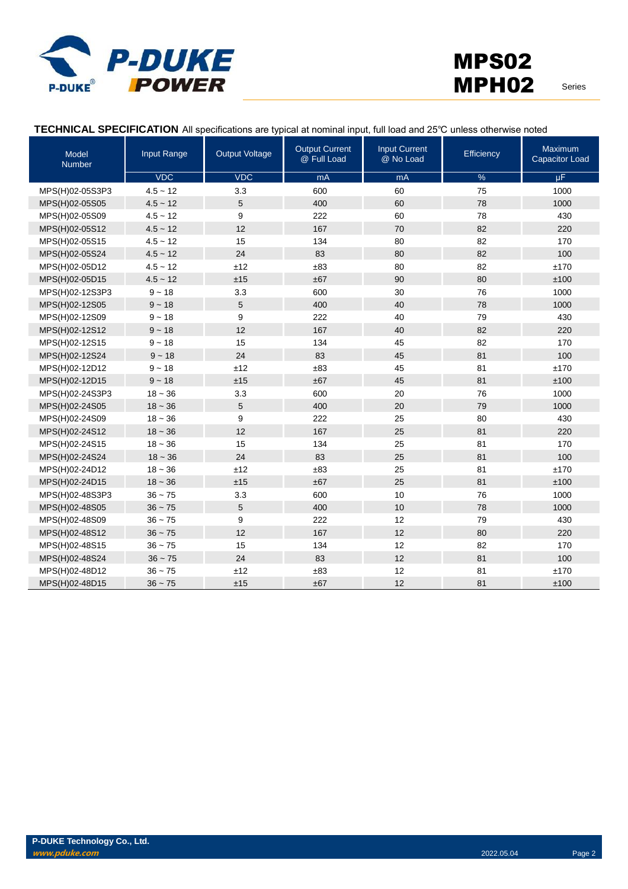## TECHNICAL SPECIFICATION

All specifications are typical at nominal input, full load and 25℃ unless otherwise noted

| Model Number | Input Range | Output Voltage | Output Current @ Full Load | Input Current @ No Load | Efficiency | Maximum Capacitor Load |
|---|---|---|---|---|---|---|
| | VDC | VDC | mA | mA | % | μF |
| MPS(H)02-05S3P3 | 4.5 ~ 12 | 3.3 | 600 | 60 | 75 | 1000 |
| MPS(H)02-05S05 | 4.5 ~ 12 | 5 | 400 | 60 | 78 | 1000 |
| MPS(H)02-05S09 | 4.5 ~ 12 | 9 | 222 | 60 | 78 | 430 |
| MPS(H)02-05S12 | 4.5 ~ 12 | 12 | 167 | 70 | 82 | 220 |
| MPS(H)02-05S15 | 4.5 ~ 12 | 15 | 134 | 80 | 82 | 170 |
| MPS(H)02-05S24 | 4.5 ~ 12 | 24 | 83 | 80 | 82 | 100 |
| MPS(H)02-05D12 | 4.5 ~ 12 | ±12 | ±83 | 80 | 82 | ±170 |
| MPS(H)02-05D15 | 4.5 ~ 12 | ±15 | ±67 | 90 | 80 | ±100 |
| MPS(H)02-12S3P3 | 9 ~ 18 | 3.3 | 600 | 30 | 76 | 1000 |
| MPS(H)02-12S05 | 9 ~ 18 | 5 | 400 | 40 | 78 | 1000 |
| MPS(H)02-12S09 | 9 ~ 18 | 9 | 222 | 40 | 79 | 430 |
| MPS(H)02-12S12 | 9 ~ 18 | 12 | 167 | 40 | 82 | 220 |
| MPS(H)02-12S15 | 9 ~ 18 | 15 | 134 | 45 | 82 | 170 |
| MPS(H)02-12S24 | 9 ~ 18 | 24 | 83 | 45 | 81 | 100 |
| MPS(H)02-12D12 | 9 ~ 18 | ±12 | ±83 | 45 | 81 | ±170 |
| MPS(H)02-12D15 | 9 ~ 18 | ±15 | ±67 | 45 | 81 | ±100 |
| MPS(H)02-24S3P3 | 18 ~ 36 | 3.3 | 600 | 20 | 76 | 1000 |
| MPS(H)02-24S05 | 18 ~ 36 | 5 | 400 | 20 | 79 | 1000 |
| MPS(H)02-24S09 | 18 ~ 36 | 9 | 222 | 25 | 80 | 430 |
| MPS(H)02-24S12 | 18 ~ 36 | 12 | 167 | 25 | 81 | 220 |
| MPS(H)02-24S15 | 18 ~ 36 | 15 | 134 | 25 | 81 | 170 |
| MPS(H)02-24S24 | 18 ~ 36 | 24 | 83 | 25 | 81 | 100 |
| MPS(H)02-24D12 | 18 ~ 36 | ±12 | ±83 | 25 | 81 | ±170 |
| MPS(H)02-24D15 | 18 ~ 36 | ±15 | ±67 | 25 | 81 | ±100 |
| MPS(H)02-48S3P3 | 36 ~ 75 | 3.3 | 600 | 10 | 76 | 1000 |
| MPS(H)02-48S05 | 36 ~ 75 | 5 | 400 | 10 | 78 | 1000 |
| MPS(H)02-48S09 | 36 ~ 75 | 9 | 222 | 12 | 79 | 430 |
| MPS(H)02-48S12 | 36 ~ 75 | 12 | 167 | 12 | 80 | 220 |
| MPS(H)02-48S15 | 36 ~ 75 | 15 | 134 | 12 | 82 | 170 |
| MPS(H)02-48S24 | 36 ~ 75 | 24 | 83 | 12 | 81 | 100 |
| MPS(H)02-48D12 | 36 ~ 75 | ±12 | ±83 | 12 | 81 | ±170 |
| MPS(H)02-48D15 | 36 ~ 75 | ±15 | ±67 | 12 | 81 | ±100 |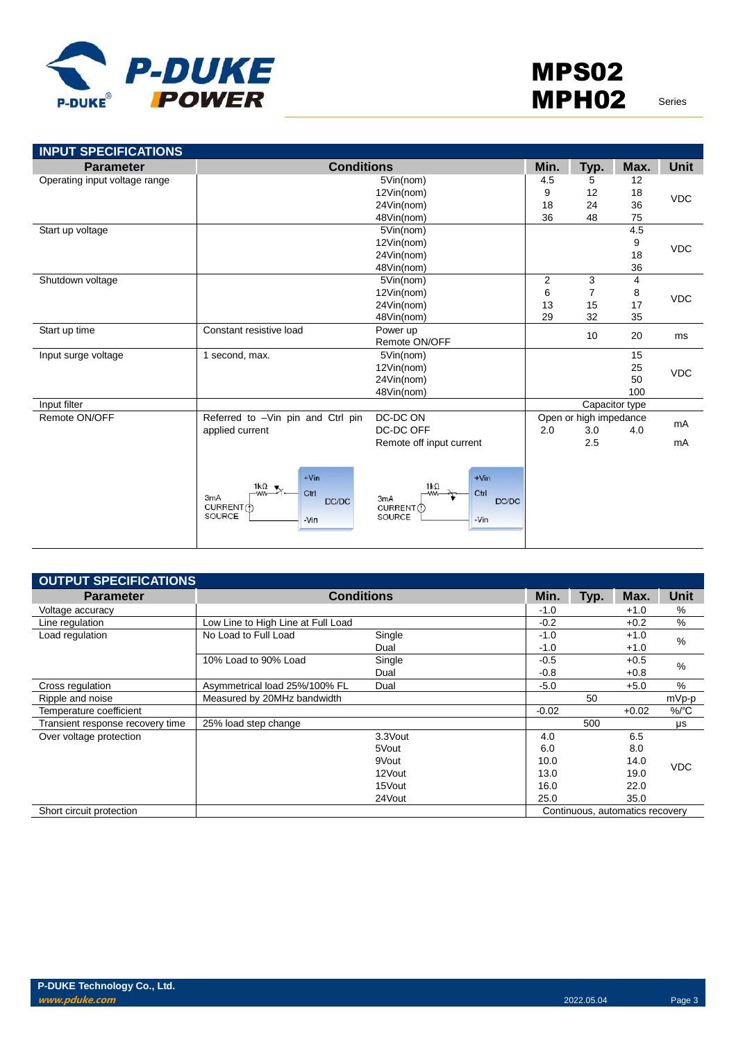## INPUT SPECIFICATIONS

| Parameter | Conditions | | Min. | Typ. | Max. | Unit |
|---|---|---|---|---|---|---|
| Operating input voltage range | | 5Vin(nom) | 4.5 | 5 | 12 | VDC |
| | | 12Vin(nom) | 9 | 12 | 18 | |
| | | 24Vin(nom) | 18 | 24 | 36 | |
| | | 48Vin(nom) | 36 | 48 | 75 | |
| Start up voltage | | 5Vin(nom) | | | 4.5 | VDC |
| | | 12Vin(nom) | | | 9 | |
| | | 24Vin(nom) | | | 18 | |
| | | 48Vin(nom) | | | 36 | |
| Shutdown voltage | | 5Vin(nom) | 2 | 3 | 4 | VDC |
| | | 12Vin(nom) | 6 | 7 | 8 | |
| | | 24Vin(nom) | 13 | 15 | 17 | |
| | | 48Vin(nom) | 29 | 32 | 35 | |
| Start up time | Constant resistive load | Power up<br>Remote ON/OFF | | 10 | 20 | ms |
| Input surge voltage | 1 second, max. | 5Vin(nom) | | | 15 | VDC |
| | | 12Vin(nom) | | | 25 | |
| | | 24Vin(nom) | | | 50 | |
| | | 48Vin(nom) | | | 100 | |
| Input filter | | | Capacitor type | | | |
| Remote ON/OFF | Referred to –Vin pin and Ctrl pin applied current | DC-DC ON | Open or high impedance | | | mA |
| | | DC-DC OFF | 2.0 | 3.0 | 4.0 | |
| | | Remote off input current | | 2.5 | | mA |

## OUTPUT SPECIFICATIONS

| Parameter | Conditions | | Min. | Typ. | Max. | Unit |
|---|---|---|---|---|---|---|
| Voltage accuracy | | | -1.0 | | +1.0 | % |
| Line regulation | Low Line to High Line at Full Load | | -0.2 | | +0.2 | % |
| Load regulation | No Load to Full Load | Single | -1.0 | | +1.0 | % |
| | | Dual | -1.0 | | +1.0 | |
| | 10% Load to 90% Load | Single | -0.5 | | +0.5 | % |
| | | Dual | -0.8 | | +0.8 | |
| Cross regulation | Asymmetrical load 25%/100% FL | Dual | -5.0 | | +5.0 | % |
| Ripple and noise | Measured by 20MHz bandwidth | | | 50 | | mVp-p |
| Temperature coefficient | | | -0.02 | | +0.02 | %/℃ |
| Transient response recovery time | 25% load step change | | | 500 | | μs |
| Over voltage protection | | 3.3Vout | 4.0 | | 6.5 | VDC |
| | | 5Vout | 6.0 | | 8.0 | |
| | | 9Vout | 10.0 | | 14.0 | |
| | | 12Vout | 13.0 | | 19.0 | |
| | | 15Vout | 16.0 | | 22.0 | |
| | | 24Vout | 25.0 | | 35.0 | |
| Short circuit protection | | | Continuous, automatics recovery | | | |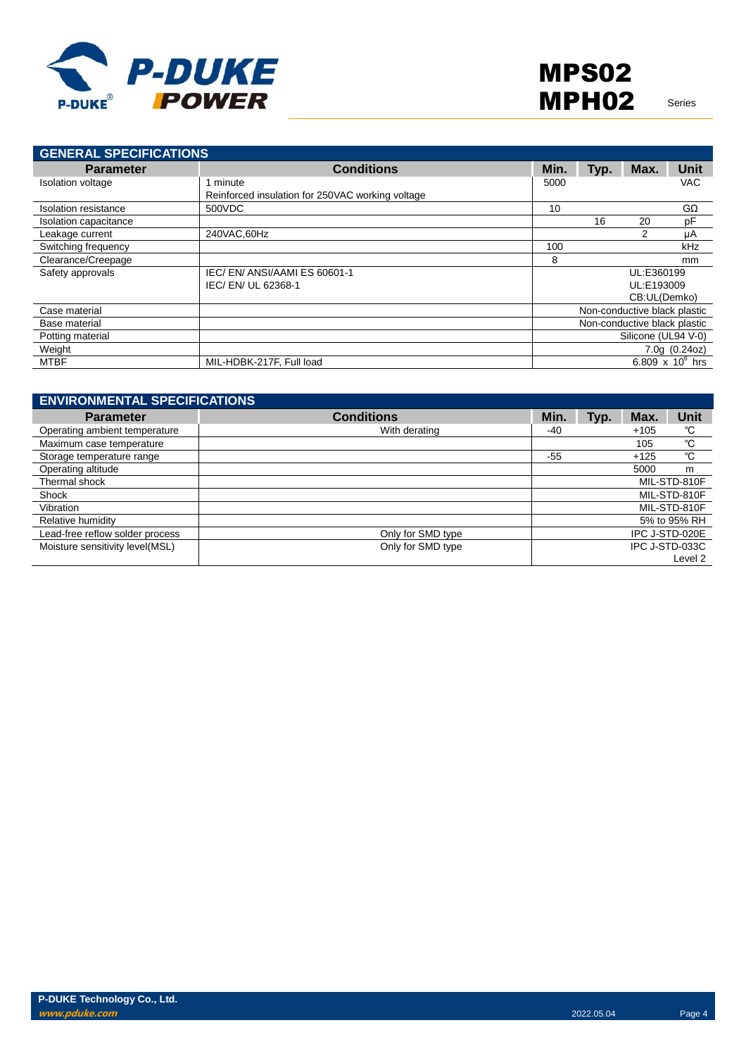## GENERAL SPECIFICATIONS

| Parameter | Conditions | Min. | Typ. | Max. | Unit |
|---|---|---|---|---|---|
| Isolation voltage | 1 minute<br>Reinforced insulation for 250VAC working voltage | 5000 | | | VAC |
| Isolation resistance | 500VDC | 10 | | | GΩ |
| Isolation capacitance | | | 16 | 20 | pF |
| Leakage current | 240VAC,60Hz | | | 2 | μA |
| Switching frequency | | 100 | | | kHz |
| Clearance/Creepage | | 8 | | | mm |
| Safety approvals | IEC/ EN/ ANSI/AAMI ES 60601-1<br>IEC/ EN/ UL 62368-1 | UL:E360199<br>UL:E193009<br>CB:UL(Demko) | | | |
| Case material | | Non-conductive black plastic | | | |
| Base material | | Non-conductive black plastic | | | |
| Potting material | | Silicone (UL94 V-0) | | | |
| Weight | | 7.0g (0.24oz) | | | |
| MTBF | MIL-HDBK-217F, Full load | $6.809 \times 10^6$ hrs | | | |

## ENVIRONMENTAL SPECIFICATIONS

| Parameter | Conditions | Min. | Typ. | Max. | Unit |
|---|---|---|---|---|---|
| Operating ambient temperature | With derating | -40 | | +105 | ℃ |
| Maximum case temperature | | | | 105 | ℃ |
| Storage temperature range | | -55 | | +125 | ℃ |
| Operating altitude | | | | 5000 | m |
| Thermal shock | | MIL-STD-810F | | | |
| Shock | | MIL-STD-810F | | | |
| Vibration | | MIL-STD-810F | | | |
| Relative humidity | | 5% to 95% RH | | | |
| Lead-free reflow solder process | Only for SMD type | IPC J-STD-020E | | | |
| Moisture sensitivity level(MSL) | Only for SMD type | IPC J-STD-033C Level 2 | | | |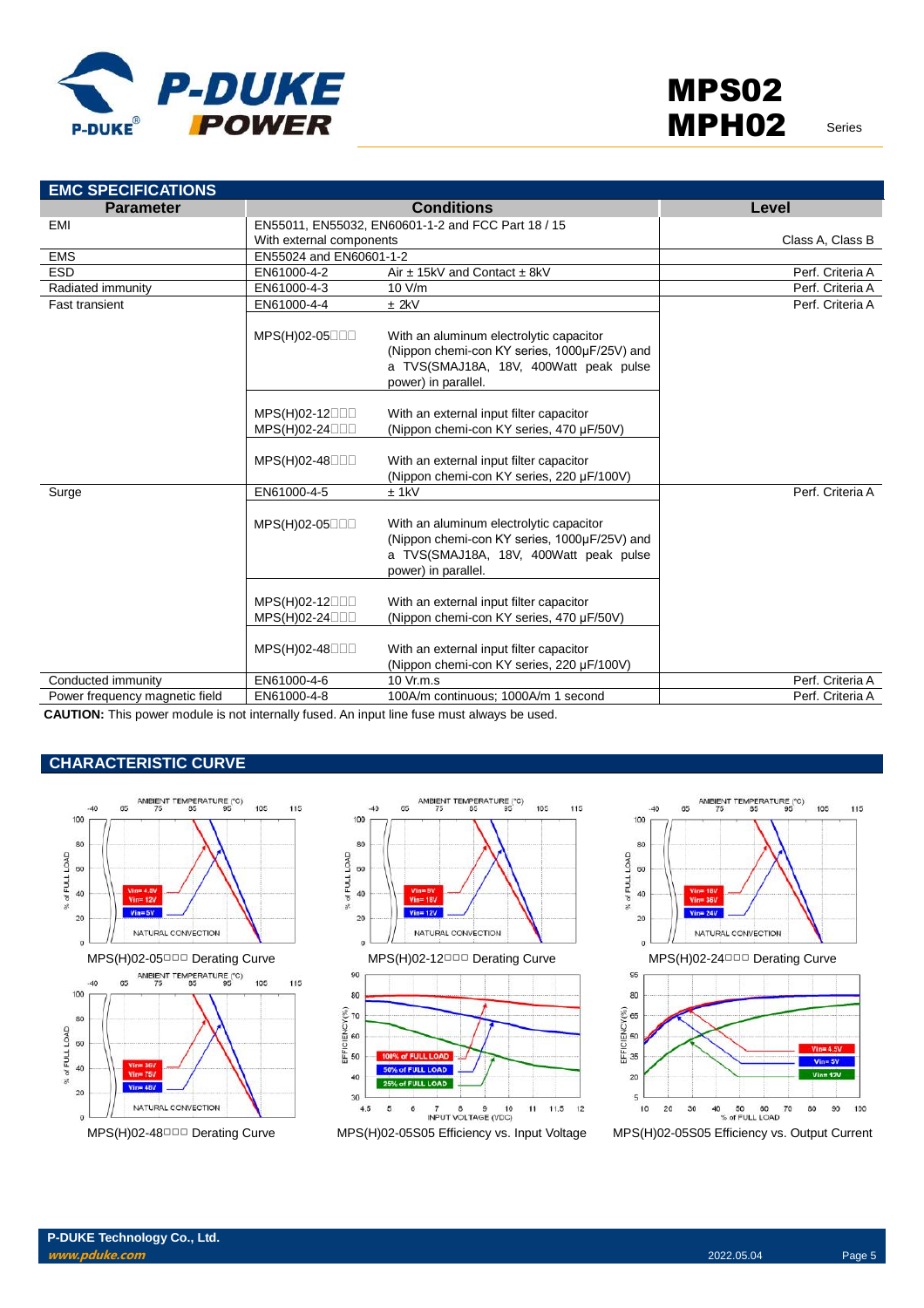## EMC SPECIFICATIONS

| Parameter | Conditions | | Level |
|---|---|---|---|
| EMI | EN55011, EN55032, EN60601-1-2 and FCC Part 18 / 15<br>With external components | | Class A, Class B |
| EMS | EN55024 and EN60601-1-2 | | |
| ESD | EN61000-4-2 | Air ± 15kV and Contact ± 8kV | Perf. Criteria A |
| Radiated immunity | EN61000-4-3 | 10 V/m | Perf. Criteria A |
| Fast transient | EN61000-4-4 | ± 2kV | Perf. Criteria A |
| | MPS(H)02-05□□□ | With an aluminum electrolytic capacitor (Nippon chemi-con KY series, 1000µF/25V) and a TVS(SMAJ18A, 18V, 400Watt peak pulse power) in parallel. | |
| | MPS(H)02-12□□□<br>MPS(H)02-24□□□ | With an external input filter capacitor (Nippon chemi-con KY series, 470 µF/50V) | |
| | MPS(H)02-48□□□ | With an external input filter capacitor (Nippon chemi-con KY series, 220 µF/100V) | |
| Surge | EN61000-4-5 | ± 1kV | Perf. Criteria A |
| | MPS(H)02-05□□□ | With an aluminum electrolytic capacitor (Nippon chemi-con KY series, 1000µF/25V) and a TVS(SMAJ18A, 18V, 400Watt peak pulse power) in parallel. | |
| | MPS(H)02-12□□□<br>MPS(H)02-24□□□ | With an external input filter capacitor (Nippon chemi-con KY series, 470 µF/50V) | |
| | MPS(H)02-48□□□ | With an external input filter capacitor (Nippon chemi-con KY series, 220 µF/100V) | |
| Conducted immunity | EN61000-4-6 | 10 Vr.m.s | Perf. Criteria A |
| Power frequency magnetic field | EN61000-4-8 | 100A/m continuous; 1000A/m 1 second | Perf. Criteria A |

**CAUTION:** This power module is not internally fused. An input line fuse must always be used.

## CHARACTERISTIC CURVE

MPS(H)02-05□□□ Derating Curve

MPS(H)02-12□□□ Derating Curve

MPS(H)02-24□□□ Derating Curve

MPS(H)02-48□□□ Derating Curve

MPS(H)02-05S05 Efficiency vs. Input Voltage

MPS(H)02-05S05 Efficiency vs. Output Current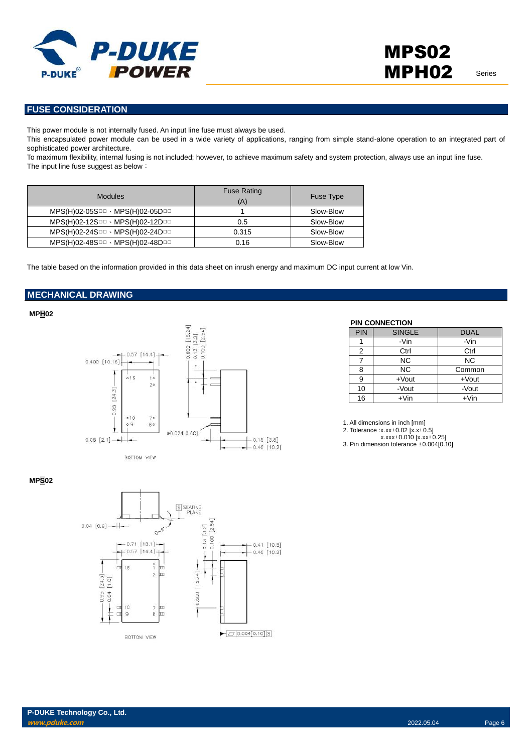## FUSE CONSIDERATION

This power module is not internally fused. An input line fuse must always be used.

This encapsulated power module can be used in a wide variety of applications, ranging from simple stand-alone operation to an integrated part of sophisticated power architecture.

To maximum flexibility, internal fusing is not included; however, to achieve maximum safety and system protection, always use an input line fuse.

The input line fuse suggest as below：

| Modules | Fuse Rating (A) | Fuse Type |
|---|---|---|
| MPS(H)02-05S□□、MPS(H)02-05D□□ | 1 | Slow-Blow |
| MPS(H)02-12S□□、MPS(H)02-12D□□ | 0.5 | Slow-Blow |
| MPS(H)02-24S□□、MPS(H)02-24D□□ | 0.315 | Slow-Blow |
| MPS(H)02-48S□□、MPS(H)02-48D□□ | 0.16 | Slow-Blow |

The table based on the information provided in this data sheet on inrush energy and maximum DC input current at low Vin.

## MECHANICAL DRAWING

**MPH02**

**PIN CONNECTION**

| PIN | SINGLE | DUAL |
|---|---|---|
| 1 | -Vin | -Vin |
| 2 | Ctrl | Ctrl |
| 7 | NC | NC |
| 8 | NC | Common |
| 9 | +Vout | +Vout |
| 10 | -Vout | -Vout |
| 16 | +Vin | +Vin |

1. All dimensions in inch [mm]
2. Tolerance :x.xx±0.02 [x.x±0.5]
   x.xxx±0.010 [x.xx±0.25]
3. Pin dimension tolerance ±0.004[0.10]

**MPS02**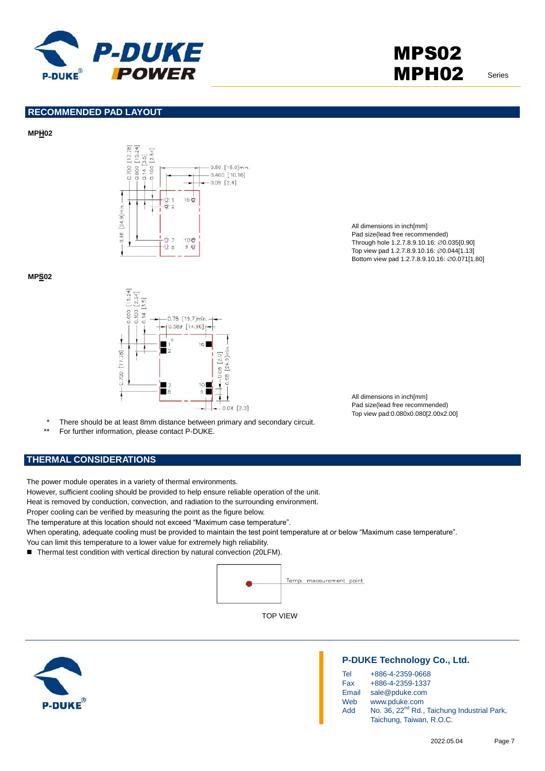## RECOMMENDED PAD LAYOUT

**MPH02**

0.700 [17.78]
0.600 [15.24]
0.14 [3.5]
0.100 [2.54]
0.59 [15.0]min.
0.400 [10.16]
0.09 [2.4]
0.98 [24.9]min.
1
2
16
7
8
10
9

All dimensions in inch[mm]
Pad size(lead free recommended)
Through hole 1.2.7.8.9.10.16: ∅0.035[0.90]
Top view pad 1.2.7.8.9.10.16: ∅0.044[1.13]
Bottom view pad 1.2.7.8.9.10.16: ∅0.071[1.80]

**MPS02**

0.600 [15.24]
0.100 [2.54]
0.14 [3.5]
0.78 [19.7]min.
0.589 [14.96]
0.700 [17.78]
0.08 [2.0]
0.98 [24.9]min.
0.08 [2.0]
1
2
16
7
8
10
9

All dimensions in inch[mm]
Pad size(lead free recommended)
Top view pad:0.080x0.080[2.00x2.00]

\* There should be at least 8mm distance between primary and secondary circuit.

\*\* For further information, please contact P-DUKE.

## THERMAL CONSIDERATIONS

The power module operates in a variety of thermal environments.
However, sufficient cooling should be provided to help ensure reliable operation of the unit.
Heat is removed by conduction, convection, and radiation to the surrounding environment.
Proper cooling can be verified by measuring the point as the figure below.
The temperature at this location should not exceed "Maximum case temperature".
When operating, adequate cooling must be provided to maintain the test point temperature at or below "Maximum case temperature".
You can limit this temperature to a lower value for extremely high reliability.

- Thermal test condition with vertical direction by natural convection (20LFM).

Temp. measurement point

TOP VIEW

**P-DUKE Technology Co., Ltd.**

Tel +886-4-2359-0668
Fax +886-4-2359-1337
Email sale@pduke.com
Web www.pduke.com
Add No. 36, 22nd Rd., Taichung Industrial Park, Taichung, Taiwan, R.O.C.

2022.05.04